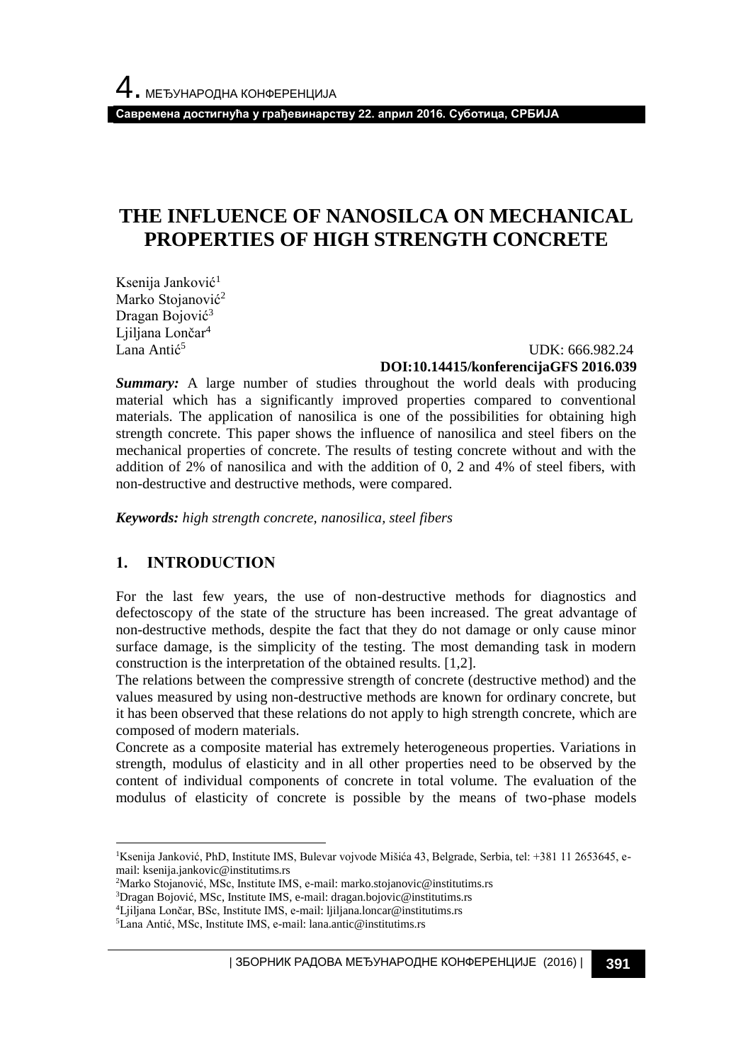# THE INFLUENCE OF NANOSILCA ON MECHANICAL PROPERTIES OF HIGH STRENGTH CONCRETE

Ksenija Janković[1]
Marko Stojanović[2]
Dragan Bojović[3]
Ljiljana Lončar[4]
Lana Antić[5]

UDK: 666.982.24
**DOI:10.14415/konferencijaGFS 2016.039**

***Summary:*** A large number of studies throughout the world deals with producing material which has a significantly improved properties compared to conventional materials. The application of nanosilica is one of the possibilities for obtaining high strength concrete. This paper shows the influence of nanosilica and steel fibers on the mechanical properties of concrete. The results of testing concrete without and with the addition of 2% of nanosilica and with the addition of 0, 2 and 4% of steel fibers, with non-destructive and destructive methods, were compared.

***Keywords:*** *high strength concrete, nanosilica, steel fibers*

## 1. INTRODUCTION

For the last few years, the use of non-destructive methods for diagnostics and defectoscopy of the state of the structure has been increased. The great advantage of non-destructive methods, despite the fact that they do not damage or only cause minor surface damage, is the simplicity of the testing. The most demanding task in modern construction is the interpretation of the obtained results. [1,2].

The relations between the compressive strength of concrete (destructive method) and the values measured by using non-destructive methods are known for ordinary concrete, but it has been observed that these relations do not apply to high strength concrete, which are composed of modern materials.

Concrete as a composite material has extremely heterogeneous properties. Variations in strength, modulus of elasticity and in all other properties need to be observed by the content of individual components of concrete in total volume. The evaluation of the modulus of elasticity of concrete is possible by the means of two-phase models

---

[1]Ksenija Janković, PhD, Institute IMS, Bulevar vojvode Mišića 43, Belgrade, Serbia, tel: +381 11 2653645, e-mail: ksenija.jankovic@institutims.rs

[2]Marko Stojanović, MSc, Institute IMS, e-mail: marko.stojanovic@institutims.rs

[3]Dragan Bojović, MSc, Institute IMS, e-mail: dragan.bojovic@institutims.rs

[4]Ljiljana Lončar, BSc, Institute IMS, e-mail: ljiljana.loncar@institutims.rs

[5]Lana Antić, MSc, Institute IMS, e-mail: lana.antic@institutims.rs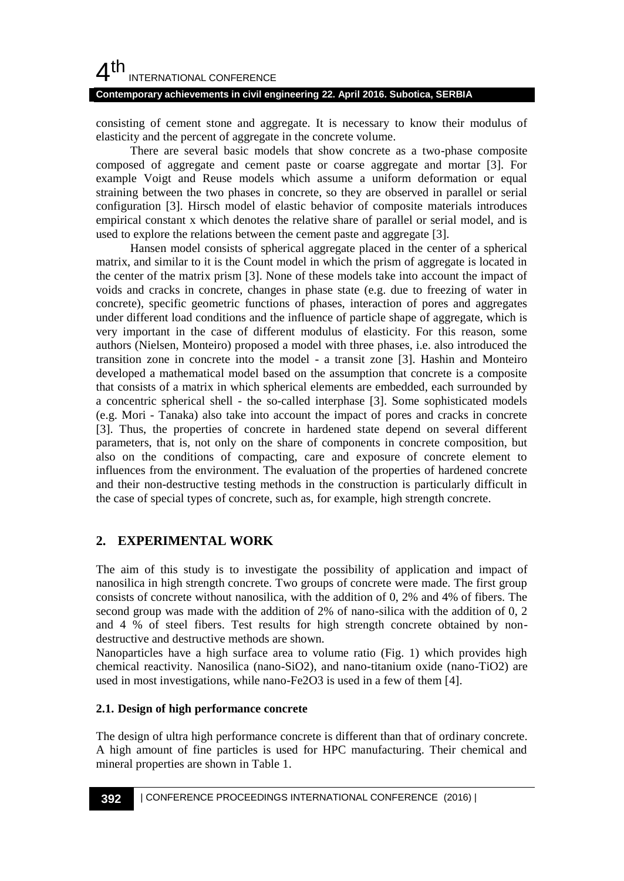consisting of cement stone and aggregate. It is necessary to know their modulus of elasticity and the percent of aggregate in the concrete volume.

There are several basic models that show concrete as a two-phase composite composed of aggregate and cement paste or coarse aggregate and mortar [3]. For example Voigt and Reuse models which assume a uniform deformation or equal straining between the two phases in concrete, so they are observed in parallel or serial configuration [3]. Hirsch model of elastic behavior of composite materials introduces empirical constant x which denotes the relative share of parallel or serial model, and is used to explore the relations between the cement paste and aggregate [3].

Hansen model consists of spherical aggregate placed in the center of a spherical matrix, and similar to it is the Count model in which the prism of aggregate is located in the center of the matrix prism [3]. None of these models take into account the impact of voids and cracks in concrete, changes in phase state (e.g. due to freezing of water in concrete), specific geometric functions of phases, interaction of pores and aggregates under different load conditions and the influence of particle shape of aggregate, which is very important in the case of different modulus of elasticity. For this reason, some authors (Nielsen, Monteiro) proposed a model with three phases, i.e. also introduced the transition zone in concrete into the model - a transit zone [3]. Hashin and Monteiro developed a mathematical model based on the assumption that concrete is a composite that consists of a matrix in which spherical elements are embedded, each surrounded by a concentric spherical shell - the so-called interphase [3]. Some sophisticated models (e.g. Mori - Tanaka) also take into account the impact of pores and cracks in concrete [3]. Thus, the properties of concrete in hardened state depend on several different parameters, that is, not only on the share of components in concrete composition, but also on the conditions of compacting, care and exposure of concrete element to influences from the environment. The evaluation of the properties of hardened concrete and their non-destructive testing methods in the construction is particularly difficult in the case of special types of concrete, such as, for example, high strength concrete.

## 2. EXPERIMENTAL WORK

The aim of this study is to investigate the possibility of application and impact of nanosilica in high strength concrete. Two groups of concrete were made. The first group consists of concrete without nanosilica, with the addition of 0, 2% and 4% of fibers. The second group was made with the addition of 2% of nano-silica with the addition of 0, 2 and 4 % of steel fibers. Test results for high strength concrete obtained by non-destructive and destructive methods are shown.

Nanoparticles have a high surface area to volume ratio (Fig. 1) which provides high chemical reactivity. Nanosilica (nano-$SiO_2$), and nano-titanium oxide (nano-$TiO_2$) are used in most investigations, while nano-$Fe_2O_3$ is used in a few of them [4].

### 2.1. Design of high performance concrete

The design of ultra high performance concrete is different than that of ordinary concrete. A high amount of fine particles is used for HPC manufacturing. Their chemical and mineral properties are shown in Table 1.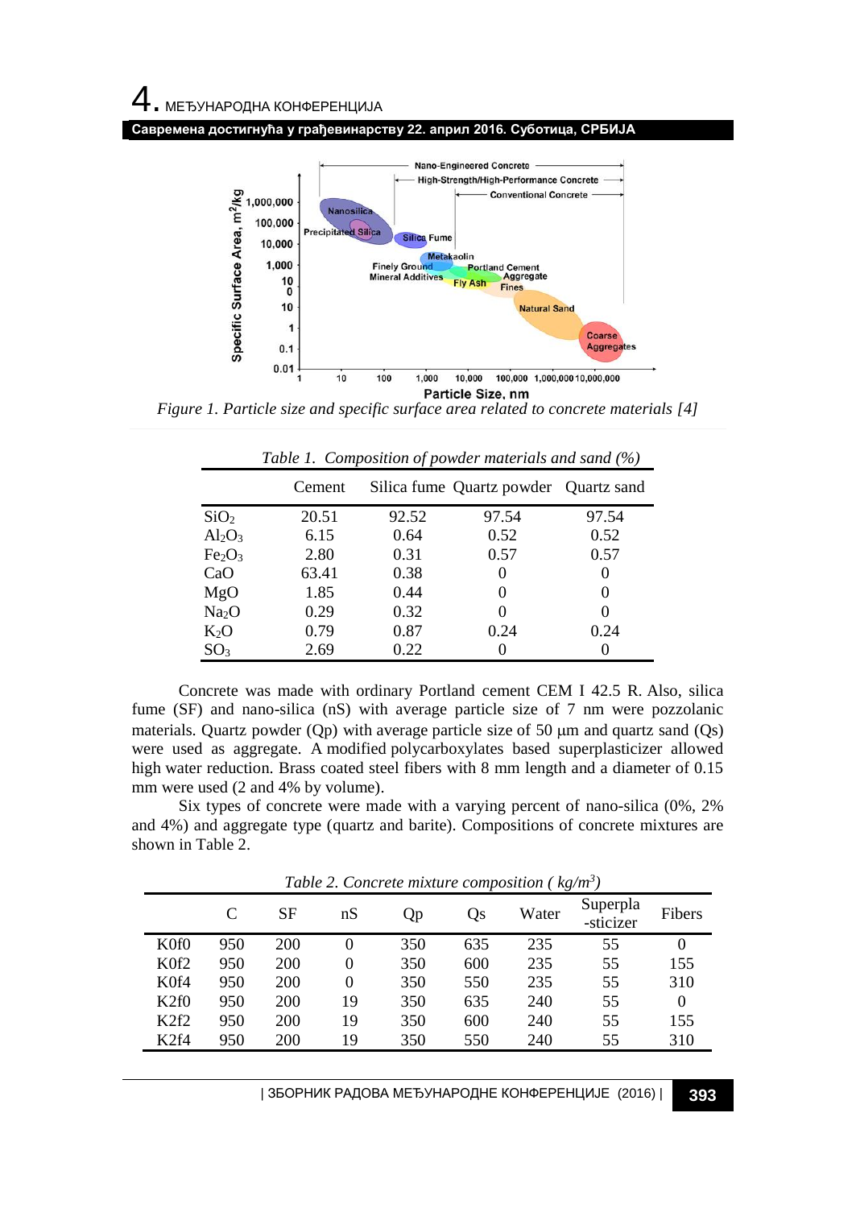*Figure 1. Particle size and specific surface area related to concrete materials [4]*

*Table 1. Composition of powder materials and sand (%)*

| | Cement | Silica fume | Quartz powder | Quartz sand |
|---|---|---|---|---|
| $SiO_2$ | 20.51 | 92.52 | 97.54 | 97.54 |
| $Al_2O_3$ | 6.15 | 0.64 | 0.52 | 0.52 |
| $Fe_2O_3$ | 2.80 | 0.31 | 0.57 | 0.57 |
| CaO | 63.41 | 0.38 | 0 | 0 |
| MgO | 1.85 | 0.44 | 0 | 0 |
| $Na_2O$ | 0.29 | 0.32 | 0 | 0 |
| $K_2O$ | 0.79 | 0.87 | 0.24 | 0.24 |
| $SO_3$ | 2.69 | 0.22 | 0 | 0 |

Concrete was made with ordinary Portland cement CEM I 42.5 R. Also, silica fume (SF) and nano-silica (nS) with average particle size of 7 nm were pozzolanic materials. Quartz powder (Qp) with average particle size of 50 μm and quartz sand (Qs) were used as aggregate. A modified polycarboxylates based superplasticizer allowed high water reduction. Brass coated steel fibers with 8 mm length and a diameter of 0.15 mm were used (2 and 4% by volume).

Six types of concrete were made with a varying percent of nano-silica (0%, 2% and 4%) and aggregate type (quartz and barite). Compositions of concrete mixtures are shown in Table 2.

*Table 2. Concrete mixture composition ( $kg/m^3$)*

| | C | SF | nS | Qp | Qs | Water | Superpla-sticizer | Fibers |
|---|---|---|---|---|---|---|---|---|
| K0f0 | 950 | 200 | 0 | 350 | 635 | 235 | 55 | 0 |
| K0f2 | 950 | 200 | 0 | 350 | 600 | 235 | 55 | 155 |
| K0f4 | 950 | 200 | 0 | 350 | 550 | 235 | 55 | 310 |
| K2f0 | 950 | 200 | 19 | 350 | 635 | 240 | 55 | 0 |
| K2f2 | 950 | 200 | 19 | 350 | 600 | 240 | 55 | 155 |
| K2f4 | 950 | 200 | 19 | 350 | 550 | 240 | 55 | 310 |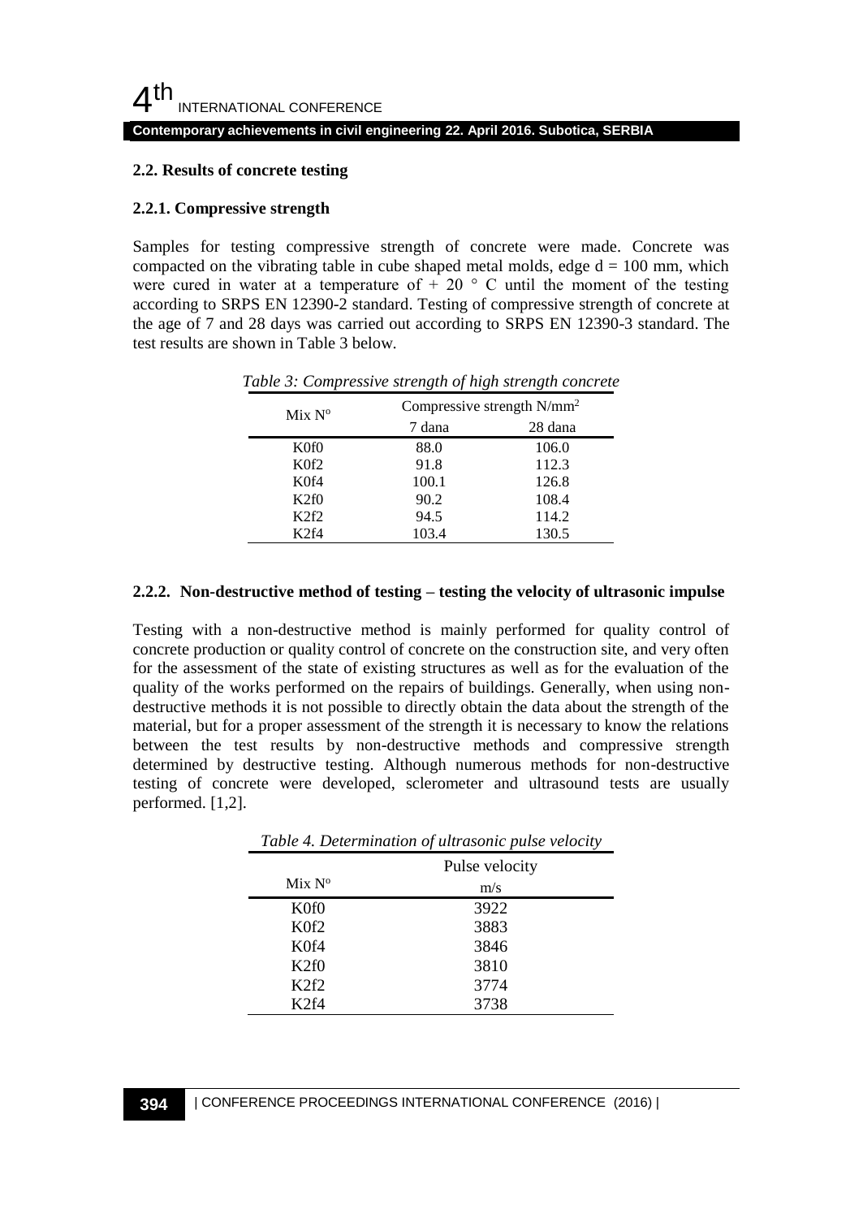### 2.2. Results of concrete testing

#### 2.2.1. Compressive strength

Samples for testing compressive strength of concrete were made. Concrete was compacted on the vibrating table in cube shaped metal molds, edge d = 100 mm, which were cured in water at a temperature of + 20 ° C until the moment of the testing according to SRPS EN 12390-2 standard. Testing of compressive strength of concrete at the age of 7 and 28 days was carried out according to SRPS EN 12390-3 standard. The test results are shown in Table 3 below.

*Table 3: Compressive strength of high strength concrete*

| Mix N° | Compressive strength N/mm$^2$ | |
|---|---|---|
| | 7 dana | 28 dana |
| K0f0 | 88.0 | 106.0 |
| K0f2 | 91.8 | 112.3 |
| K0f4 | 100.1 | 126.8 |
| K2f0 | 90.2 | 108.4 |
| K2f2 | 94.5 | 114.2 |
| K2f4 | 103.4 | 130.5 |

#### 2.2.2. Non-destructive method of testing – testing the velocity of ultrasonic impulse

Testing with a non-destructive method is mainly performed for quality control of concrete production or quality control of concrete on the construction site, and very often for the assessment of the state of existing structures as well as for the evaluation of the quality of the works performed on the repairs of buildings. Generally, when using non-destructive methods it is not possible to directly obtain the data about the strength of the material, but for a proper assessment of the strength it is necessary to know the relations between the test results by non-destructive methods and compressive strength determined by destructive testing. Although numerous methods for non-destructive testing of concrete were developed, sclerometer and ultrasound tests are usually performed. [1,2].

*Table 4. Determination of ultrasonic pulse velocity*

| Mix N° | Pulse velocity m/s |
|---|---|
| K0f0 | 3922 |
| K0f2 | 3883 |
| K0f4 | 3846 |
| K2f0 | 3810 |
| K2f2 | 3774 |
| K2f4 | 3738 |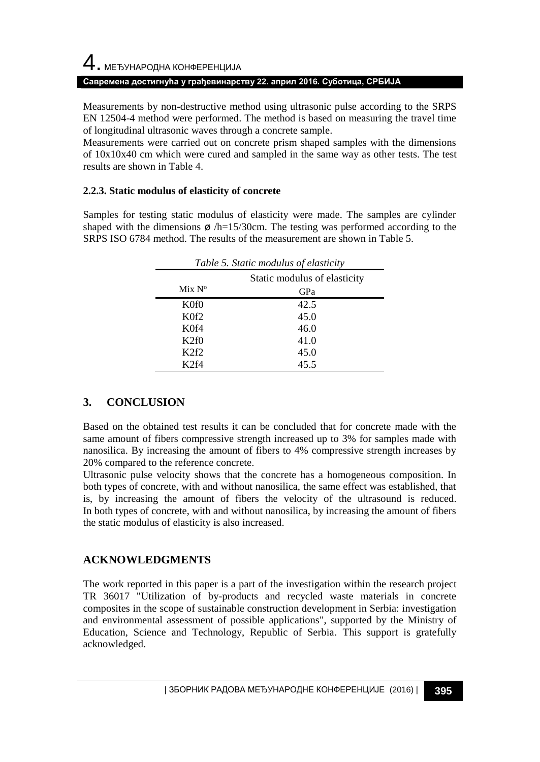Measurements by non-destructive method using ultrasonic pulse according to the SRPS EN 12504-4 method were performed. The method is based on measuring the travel time of longitudinal ultrasonic waves through a concrete sample.

Measurements were carried out on concrete prism shaped samples with the dimensions of 10x10x40 cm which were cured and sampled in the same way as other tests. The test results are shown in Table 4.

### 2.2.3. Static modulus of elasticity of concrete

Samples for testing static modulus of elasticity were made. The samples are cylinder shaped with the dimensions ø /h=15/30cm. The testing was performed according to the SRPS ISO 6784 method. The results of the measurement are shown in Table 5.

*Table 5. Static modulus of elasticity*

| Mix N° | Static modulus of elasticity GPa |
|---|---|
| K0f0 | 42.5 |
| K0f2 | 45.0 |
| K0f4 | 46.0 |
| K2f0 | 41.0 |
| K2f2 | 45.0 |
| K2f4 | 45.5 |

## 3. CONCLUSION

Based on the obtained test results it can be concluded that for concrete made with the same amount of fibers compressive strength increased up to 3% for samples made with nanosilica. By increasing the amount of fibers to 4% compressive strength increases by 20% compared to the reference concrete.

Ultrasonic pulse velocity shows that the concrete has a homogeneous composition. In both types of concrete, with and without nanosilica, the same effect was established, that is, by increasing the amount of fibers the velocity of the ultrasound is reduced. In both types of concrete, with and without nanosilica, by increasing the amount of fibers the static modulus of elasticity is also increased.

## ACKNOWLEDGMENTS

The work reported in this paper is a part of the investigation within the research project TR 36017 "Utilization of by-products and recycled waste materials in concrete composites in the scope of sustainable construction development in Serbia: investigation and environmental assessment of possible applications", supported by the Ministry of Education, Science and Technology, Republic of Serbia. This support is gratefully acknowledged.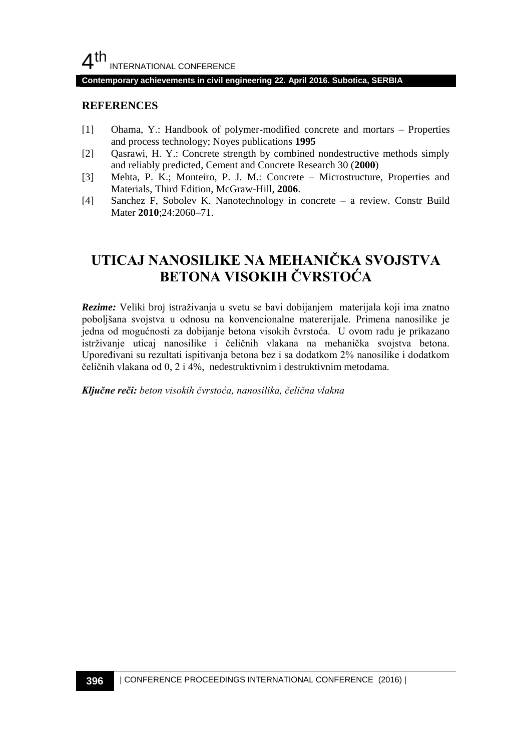## REFERENCES

[1] Ohama, Y.: Handbook of polymer-modified concrete and mortars – Properties and process technology; Noyes publications **1995**

[2] Qasrawi, H. Y.: Concrete strength by combined nondestructive methods simply and reliably predicted, Cement and Concrete Research 30 (**2000**)

[3] Mehta, P. K.; Monteiro, P. J. M.: Concrete – Microstructure, Properties and Materials, Third Edition, McGraw-Hill, **2006**.

[4] Sanchez F, Sobolev K. Nanotechnology in concrete – a review. Constr Build Mater **2010**;24:2060–71.

# UTICAJ NANOSILIKE NA MEHANIČKA SVOJSTVA BETONA VISOKIH ČVRSTOĆA

***Rezime:*** Veliki broj istraživanja u svetu se bavi dobijanjem materijala koji ima znatno poboljšana svojstva u odnosu na konvencionalne matererijale. Primena nanosilike je jedna od mogućnosti za dobijanje betona visokih čvrstoća. U ovom radu je prikazano istrživanje uticaj nanosilike i čeličnih vlakana na mehanička svojstva betona. Upoređivani su rezultati ispitivanja betona bez i sa dodatkom 2% nanosilike i dodatkom čeličnih vlakana od 0, 2 i 4%, nedestruktivnim i destruktivnim metodama.

***Ključne reči:*** *beton visokih čvrstoća, nanosilika, čelična vlakna*